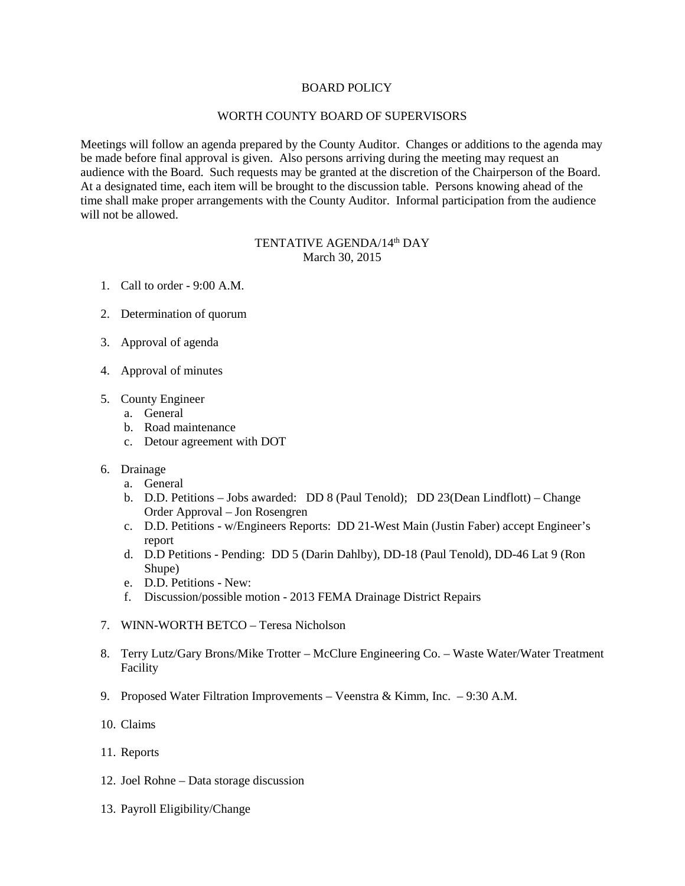# BOARD POLICY

## WORTH COUNTY BOARD OF SUPERVISORS

Meetings will follow an agenda prepared by the County Auditor. Changes or additions to the agenda may be made before final approval is given. Also persons arriving during the meeting may request an audience with the Board. Such requests may be granted at the discretion of the Chairperson of the Board. At a designated time, each item will be brought to the discussion table. Persons knowing ahead of the time shall make proper arrangements with the County Auditor. Informal participation from the audience will not be allowed.

### TENTATIVE AGENDA/14th DAY
March 30, 2015

1. Call to order - 9:00 A.M.

2. Determination of quorum

3. Approval of agenda

4. Approval of minutes

5. County Engineer
   a. General
   b. Road maintenance
   c. Detour agreement with DOT

6. Drainage
   a. General
   b. D.D. Petitions – Jobs awarded: DD 8 (Paul Tenold); DD 23(Dean Lindflott) – Change Order Approval – Jon Rosengren
   c. D.D. Petitions - w/Engineers Reports: DD 21-West Main (Justin Faber) accept Engineer's report
   d. D.D Petitions - Pending: DD 5 (Darin Dahlby), DD-18 (Paul Tenold), DD-46 Lat 9 (Ron Shupe)
   e. D.D. Petitions - New:
   f. Discussion/possible motion - 2013 FEMA Drainage District Repairs

7. WINN-WORTH BETCO – Teresa Nicholson

8. Terry Lutz/Gary Brons/Mike Trotter – McClure Engineering Co. – Waste Water/Water Treatment Facility

9. Proposed Water Filtration Improvements – Veenstra & Kimm, Inc. – 9:30 A.M.

10. Claims

11. Reports

12. Joel Rohne – Data storage discussion

13. Payroll Eligibility/Change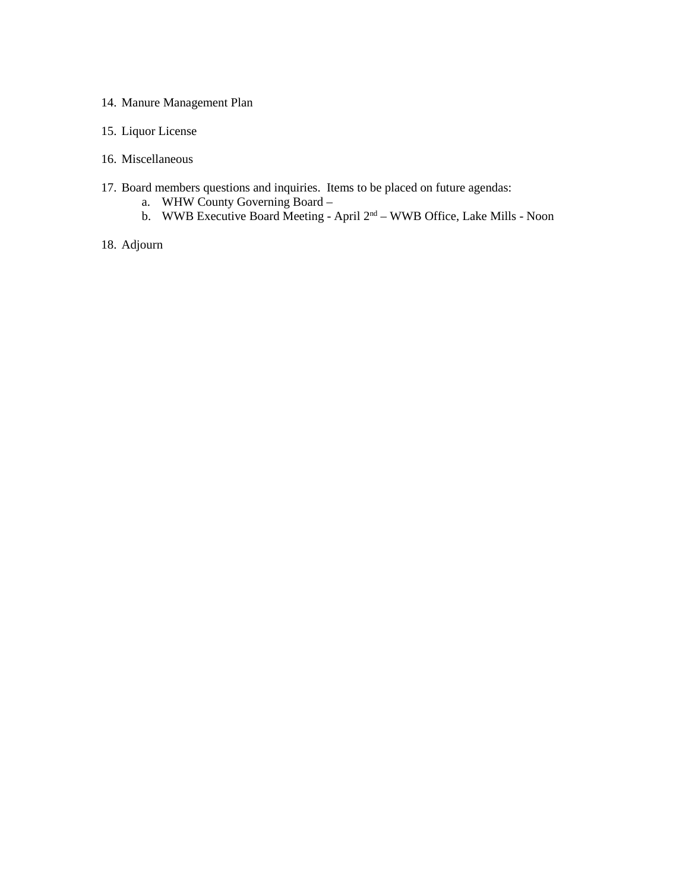14. Manure Management Plan

15. Liquor License

16. Miscellaneous

17. Board members questions and inquiries. Items to be placed on future agendas:
    a. WHW County Governing Board –
    b. WWB Executive Board Meeting - April 2nd – WWB Office, Lake Mills - Noon

18. Adjourn